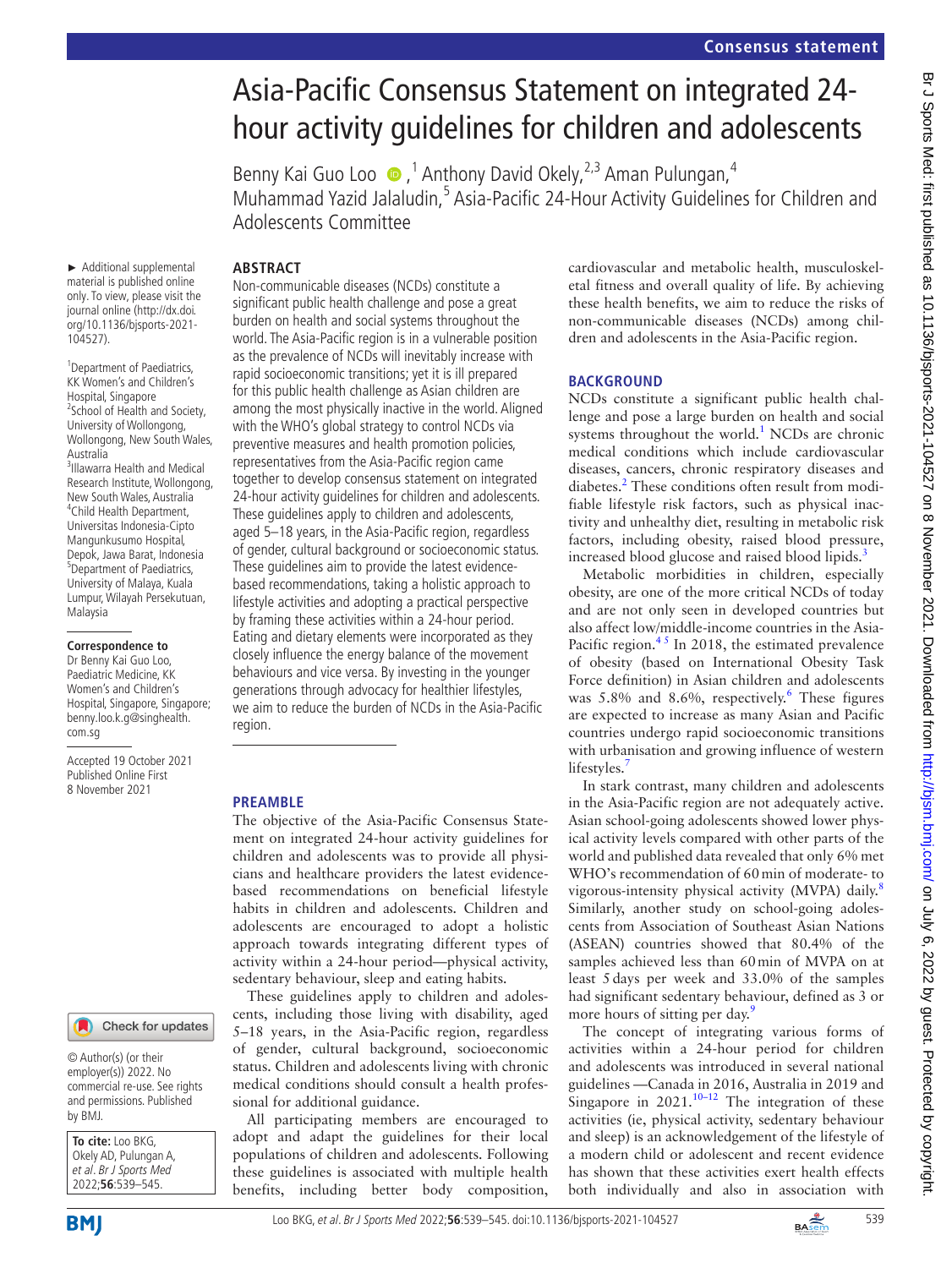# Asia-Pacific Consensus Statement on integrated 24-hour activity guidelines for children and adolescents

Benny Kai Guo Loo [1], Anthony David Okely,[2,3] Aman Pulungan,[4] Muhammad Yazid Jalaludin,[5] Asia-Pacific 24-Hour Activity Guidelines for Children and Adolescents Committee

► Additional supplemental material is published online only. To view, please visit the journal online (http://dx.doi.org/10.1136/bjsports-2021-104527).

[1]Department of Paediatrics, KK Women's and Children's Hospital, Singapore
[2]School of Health and Society, University of Wollongong, Wollongong, New South Wales, Australia
[3]Illawarra Health and Medical Research Institute, Wollongong, New South Wales, Australia
[4]Child Health Department, Universitas Indonesia-Cipto Mangunkusumo Hospital, Depok, Jawa Barat, Indonesia
[5]Department of Paediatrics, University of Malaya, Kuala Lumpur, Wilayah Persekutuan, Malaysia

**Correspondence to**
Dr Benny Kai Guo Loo, Paediatric Medicine, KK Women's and Children's Hospital, Singapore, Singapore; benny.loo.k.g@singhealth.com.sg

Accepted 19 October 2021
Published Online First 8 November 2021

© Author(s) (or their employer(s)) 2022. No commercial re-use. See rights and permissions. Published by BMJ.

**To cite:** Loo BKG, Okely AD, Pulungan A, *et al*. *Br J Sports Med* 2022;**56**:539–545.

## ABSTRACT

Non-communicable diseases (NCDs) constitute a significant public health challenge and pose a great burden on health and social systems throughout the world. The Asia-Pacific region is in a vulnerable position as the prevalence of NCDs will inevitably increase with rapid socioeconomic transitions; yet it is ill prepared for this public health challenge as Asian children are among the most physically inactive in the world. Aligned with the WHO's global strategy to control NCDs via preventive measures and health promotion policies, representatives from the Asia-Pacific region came together to develop consensus statement on integrated 24-hour activity guidelines for children and adolescents. These guidelines apply to children and adolescents, aged 5–18 years, in the Asia-Pacific region, regardless of gender, cultural background or socioeconomic status. These guidelines aim to provide the latest evidence-based recommendations, taking a holistic approach to lifestyle activities and adopting a practical perspective by framing these activities within a 24-hour period. Eating and dietary elements were incorporated as they closely influence the energy balance of the movement behaviours and vice versa. By investing in the younger generations through advocacy for healthier lifestyles, we aim to reduce the burden of NCDs in the Asia-Pacific region.

## PREAMBLE

The objective of the Asia-Pacific Consensus Statement on integrated 24-hour activity guidelines for children and adolescents was to provide all physicians and healthcare providers the latest evidence-based recommendations on beneficial lifestyle habits in children and adolescents. Children and adolescents are encouraged to adopt a holistic approach towards integrating different types of activity within a 24-hour period—physical activity, sedentary behaviour, sleep and eating habits.

These guidelines apply to children and adolescents, including those living with disability, aged 5–18 years, in the Asia-Pacific region, regardless of gender, cultural background, socioeconomic status. Children and adolescents living with chronic medical conditions should consult a health professional for additional guidance.

All participating members are encouraged to adopt and adapt the guidelines for their local populations of children and adolescents. Following these guidelines is associated with multiple health benefits, including better body composition, cardiovascular and metabolic health, musculoskeletal fitness and overall quality of life. By achieving these health benefits, we aim to reduce the risks of non-communicable diseases (NCDs) among children and adolescents in the Asia-Pacific region.

## BACKGROUND

NCDs constitute a significant public health challenge and pose a large burden on health and social systems throughout the world.[1] NCDs are chronic medical conditions which include cardiovascular diseases, cancers, chronic respiratory diseases and diabetes.[2] These conditions often result from modifiable lifestyle risk factors, such as physical inactivity and unhealthy diet, resulting in metabolic risk factors, including obesity, raised blood pressure, increased blood glucose and raised blood lipids.[3]

Metabolic morbidities in children, especially obesity, are one of the more critical NCDs of today and are not only seen in developed countries but also affect low/middle-income countries in the Asia-Pacific region.[4,5] In 2018, the estimated prevalence of obesity (based on International Obesity Task Force definition) in Asian children and adolescents was 5.8% and 8.6%, respectively.[6] These figures are expected to increase as many Asian and Pacific countries undergo rapid socioeconomic transitions with urbanisation and growing influence of western lifestyles.[7]

In stark contrast, many children and adolescents in the Asia-Pacific region are not adequately active. Asian school-going adolescents showed lower physical activity levels compared with other parts of the world and published data revealed that only 6% met WHO's recommendation of 60 min of moderate- to vigorous-intensity physical activity (MVPA) daily.[8] Similarly, another study on school-going adolescents from Association of Southeast Asian Nations (ASEAN) countries showed that 80.4% of the samples achieved less than 60 min of MVPA on at least 5 days per week and 33.0% of the samples had significant sedentary behaviour, defined as 3 or more hours of sitting per day.[9]

The concept of integrating various forms of activities within a 24-hour period for children and adolescents was introduced in several national guidelines —Canada in 2016, Australia in 2019 and Singapore in 2021.[10–12] The integration of these activities (ie, physical activity, sedentary behaviour and sleep) is an acknowledgement of the lifestyle of a modern child or adolescent and recent evidence has shown that these activities exert health effects both individually and also in association with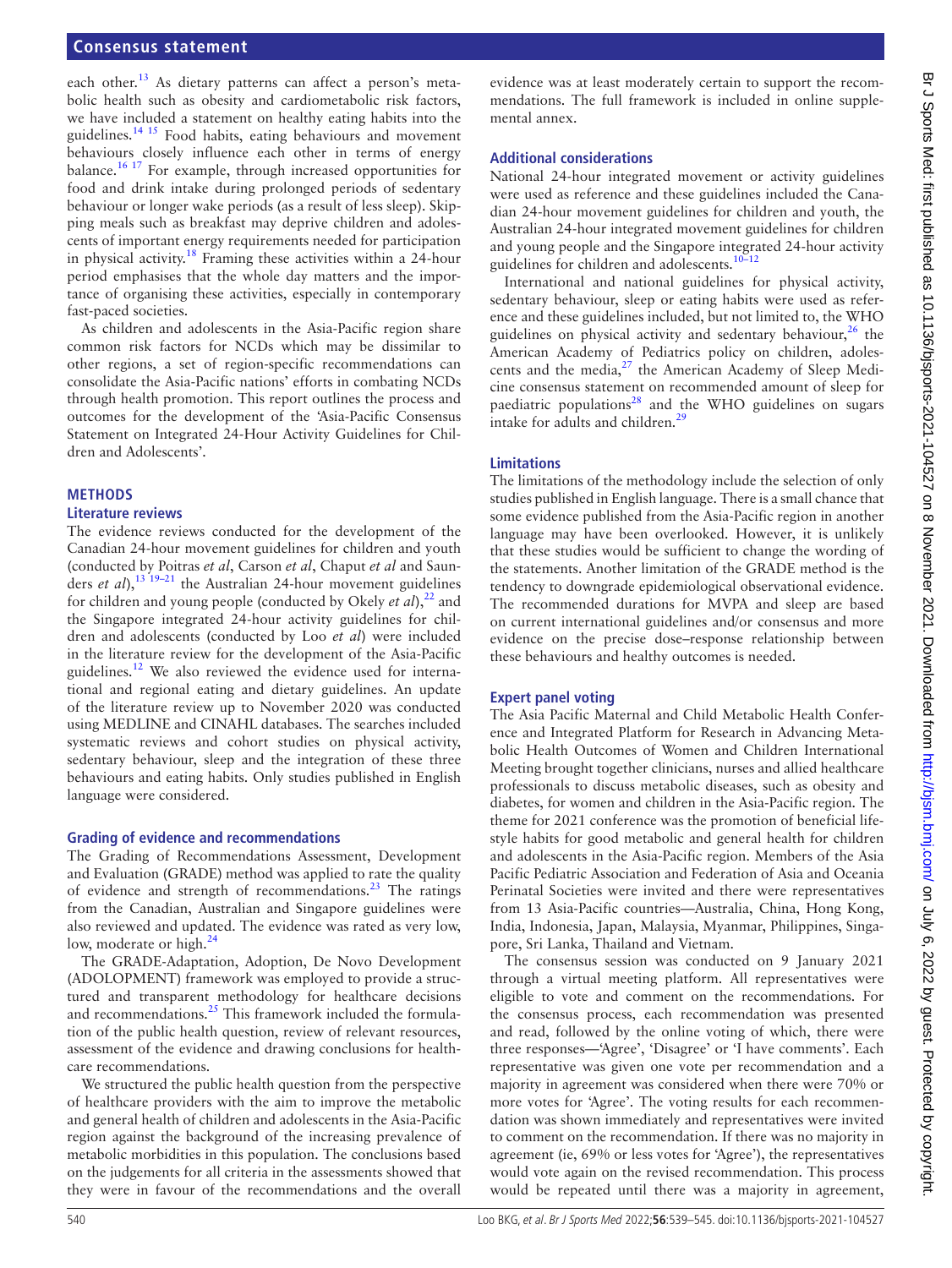each other.[13] As dietary patterns can affect a person's metabolic health such as obesity and cardiometabolic risk factors, we have included a statement on healthy eating habits into the guidelines.[14 15] Food habits, eating behaviours and movement behaviours closely influence each other in terms of energy balance.[16 17] For example, through increased opportunities for food and drink intake during prolonged periods of sedentary behaviour or longer wake periods (as a result of less sleep). Skipping meals such as breakfast may deprive children and adolescents of important energy requirements needed for participation in physical activity.[18] Framing these activities within a 24-hour period emphasises that the whole day matters and the importance of organising these activities, especially in contemporary fast-paced societies.

As children and adolescents in the Asia-Pacific region share common risk factors for NCDs which may be dissimilar to other regions, a set of region-specific recommendations can consolidate the Asia-Pacific nations' efforts in combating NCDs through health promotion. This report outlines the process and outcomes for the development of the 'Asia-Pacific Consensus Statement on Integrated 24-Hour Activity Guidelines for Children and Adolescents'.

## METHODS

### Literature reviews

The evidence reviews conducted for the development of the Canadian 24-hour movement guidelines for children and youth (conducted by Poitras *et al*, Carson *et al*, Chaput *et al* and Saunders *et al*),[13 19–21] the Australian 24-hour movement guidelines for children and young people (conducted by Okely *et al*),[22] and the Singapore integrated 24-hour activity guidelines for children and adolescents (conducted by Loo *et al*) were included in the literature review for the development of the Asia-Pacific guidelines.[12] We also reviewed the evidence used for international and regional eating and dietary guidelines. An update of the literature review up to November 2020 was conducted using MEDLINE and CINAHL databases. The searches included systematic reviews and cohort studies on physical activity, sedentary behaviour, sleep and the integration of these three behaviours and eating habits. Only studies published in English language were considered.

### Grading of evidence and recommendations

The Grading of Recommendations Assessment, Development and Evaluation (GRADE) method was applied to rate the quality of evidence and strength of recommendations.[23] The ratings from the Canadian, Australian and Singapore guidelines were also reviewed and updated. The evidence was rated as very low, low, moderate or high.[24]

The GRADE-Adaptation, Adoption, De Novo Development (ADOLOPMENT) framework was employed to provide a structured and transparent methodology for healthcare decisions and recommendations.[25] This framework included the formulation of the public health question, review of relevant resources, assessment of the evidence and drawing conclusions for healthcare recommendations.

We structured the public health question from the perspective of healthcare providers with the aim to improve the metabolic and general health of children and adolescents in the Asia-Pacific region against the background of the increasing prevalence of metabolic morbidities in this population. The conclusions based on the judgements for all criteria in the assessments showed that they were in favour of the recommendations and the overall evidence was at least moderately certain to support the recommendations. The full framework is included in online supplemental annex.

### Additional considerations

National 24-hour integrated movement or activity guidelines were used as reference and these guidelines included the Canadian 24-hour movement guidelines for children and youth, the Australian 24-hour integrated movement guidelines for children and young people and the Singapore integrated 24-hour activity guidelines for children and adolescents.[10–12]

International and national guidelines for physical activity, sedentary behaviour, sleep or eating habits were used as reference and these guidelines included, but not limited to, the WHO guidelines on physical activity and sedentary behaviour,[26] the American Academy of Pediatrics policy on children, adolescents and the media,[27] the American Academy of Sleep Medicine consensus statement on recommended amount of sleep for paediatric populations[28] and the WHO guidelines on sugars intake for adults and children.[29]

### Limitations

The limitations of the methodology include the selection of only studies published in English language. There is a small chance that some evidence published from the Asia-Pacific region in another language may have been overlooked. However, it is unlikely that these studies would be sufficient to change the wording of the statements. Another limitation of the GRADE method is the tendency to downgrade epidemiological observational evidence. The recommended durations for MVPA and sleep are based on current international guidelines and/or consensus and more evidence on the precise dose–response relationship between these behaviours and healthy outcomes is needed.

### Expert panel voting

The Asia Pacific Maternal and Child Metabolic Health Conference and Integrated Platform for Research in Advancing Metabolic Health Outcomes of Women and Children International Meeting brought together clinicians, nurses and allied healthcare professionals to discuss metabolic diseases, such as obesity and diabetes, for women and children in the Asia-Pacific region. The theme for 2021 conference was the promotion of beneficial lifestyle habits for good metabolic and general health for children and adolescents in the Asia-Pacific region. Members of the Asia Pacific Pediatric Association and Federation of Asia and Oceania Perinatal Societies were invited and there were representatives from 13 Asia-Pacific countries—Australia, China, Hong Kong, India, Indonesia, Japan, Malaysia, Myanmar, Philippines, Singapore, Sri Lanka, Thailand and Vietnam.

The consensus session was conducted on 9 January 2021 through a virtual meeting platform. All representatives were eligible to vote and comment on the recommendations. For the consensus process, each recommendation was presented and read, followed by the online voting of which, there were three responses—'Agree', 'Disagree' or 'I have comments'. Each representative was given one vote per recommendation and a majority in agreement was considered when there were 70% or more votes for 'Agree'. The voting results for each recommendation was shown immediately and representatives were invited to comment on the recommendation. If there was no majority in agreement (ie, 69% or less votes for 'Agree'), the representatives would vote again on the revised recommendation. This process would be repeated until there was a majority in agreement,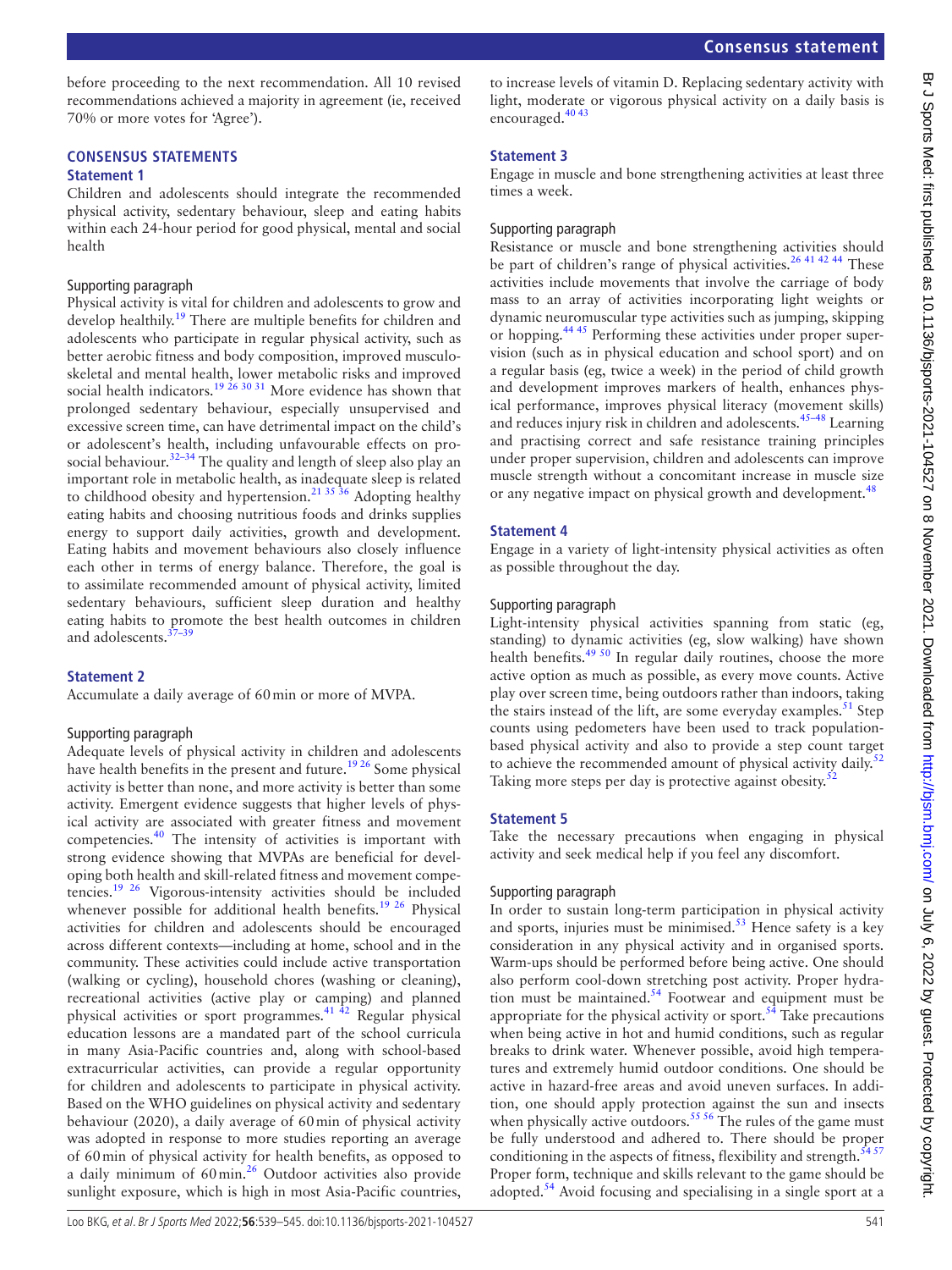before proceeding to the next recommendation. All 10 revised recommendations achieved a majority in agreement (ie, received 70% or more votes for 'Agree').

## CONSENSUS STATEMENTS

### Statement 1

Children and adolescents should integrate the recommended physical activity, sedentary behaviour, sleep and eating habits within each 24-hour period for good physical, mental and social health

#### Supporting paragraph

Physical activity is vital for children and adolescents to grow and develop healthily.[19] There are multiple benefits for children and adolescents who participate in regular physical activity, such as better aerobic fitness and body composition, improved musculoskeletal and mental health, lower metabolic risks and improved social health indicators.[19 26 30 31] More evidence has shown that prolonged sedentary behaviour, especially unsupervised and excessive screen time, can have detrimental impact on the child's or adolescent's health, including unfavourable effects on prosocial behaviour.[32–34] The quality and length of sleep also play an important role in metabolic health, as inadequate sleep is related to childhood obesity and hypertension.[21 35 36] Adopting healthy eating habits and choosing nutritious foods and drinks supplies energy to support daily activities, growth and development. Eating habits and movement behaviours also closely influence each other in terms of energy balance. Therefore, the goal is to assimilate recommended amount of physical activity, limited sedentary behaviours, sufficient sleep duration and healthy eating habits to promote the best health outcomes in children and adolescents.[37–39]

### Statement 2

Accumulate a daily average of 60 min or more of MVPA.

#### Supporting paragraph

Adequate levels of physical activity in children and adolescents have health benefits in the present and future.[19 26] Some physical activity is better than none, and more activity is better than some activity. Emergent evidence suggests that higher levels of physical activity are associated with greater fitness and movement competencies.[40] The intensity of activities is important with strong evidence showing that MVPAs are beneficial for developing both health and skill-related fitness and movement competencies.[19 26] Vigorous-intensity activities should be included whenever possible for additional health benefits.[19 26] Physical activities for children and adolescents should be encouraged across different contexts—including at home, school and in the community. These activities could include active transportation (walking or cycling), household chores (washing or cleaning), recreational activities (active play or camping) and planned physical activities or sport programmes.[41 42] Regular physical education lessons are a mandated part of the school curricula in many Asia-Pacific countries and, along with school-based extracurricular activities, can provide a regular opportunity for children and adolescents to participate in physical activity. Based on the WHO guidelines on physical activity and sedentary behaviour (2020), a daily average of 60 min of physical activity was adopted in response to more studies reporting an average of 60 min of physical activity for health benefits, as opposed to a daily minimum of 60 min.[26] Outdoor activities also provide sunlight exposure, which is high in most Asia-Pacific countries, to increase levels of vitamin D. Replacing sedentary activity with light, moderate or vigorous physical activity on a daily basis is encouraged.[40 43]

### Statement 3

Engage in muscle and bone strengthening activities at least three times a week.

#### Supporting paragraph

Resistance or muscle and bone strengthening activities should be part of children's range of physical activities.[26 41 42 44] These activities include movements that involve the carriage of body mass to an array of activities incorporating light weights or dynamic neuromuscular type activities such as jumping, skipping or hopping.[44 45] Performing these activities under proper supervision (such as in physical education and school sport) and on a regular basis (eg, twice a week) in the period of child growth and development improves markers of health, enhances physical performance, improves physical literacy (movement skills) and reduces injury risk in children and adolescents.[45–48] Learning and practising correct and safe resistance training principles under proper supervision, children and adolescents can improve muscle strength without a concomitant increase in muscle size or any negative impact on physical growth and development.[48]

### Statement 4

Engage in a variety of light-intensity physical activities as often as possible throughout the day.

#### Supporting paragraph

Light-intensity physical activities spanning from static (eg, standing) to dynamic activities (eg, slow walking) have shown health benefits.[49 50] In regular daily routines, choose the more active option as much as possible, as every move counts. Active play over screen time, being outdoors rather than indoors, taking the stairs instead of the lift, are some everyday examples.[51] Step counts using pedometers have been used to track population-based physical activity and also to provide a step count target to achieve the recommended amount of physical activity daily.[52] Taking more steps per day is protective against obesity.[52]

### Statement 5

Take the necessary precautions when engaging in physical activity and seek medical help if you feel any discomfort.

#### Supporting paragraph

In order to sustain long-term participation in physical activity and sports, injuries must be minimised.[53] Hence safety is a key consideration in any physical activity and in organised sports. Warm-ups should be performed before being active. One should also perform cool-down stretching post activity. Proper hydration must be maintained.[54] Footwear and equipment must be appropriate for the physical activity or sport.[54] Take precautions when being active in hot and humid conditions, such as regular breaks to drink water. Whenever possible, avoid high temperatures and extremely humid outdoor conditions. One should be active in hazard-free areas and avoid uneven surfaces. In addition, one should apply protection against the sun and insects when physically active outdoors.[55 56] The rules of the game must be fully understood and adhered to. There should be proper conditioning in the aspects of fitness, flexibility and strength.[54 57] Proper form, technique and skills relevant to the game should be adopted.[54] Avoid focusing and specialising in a single sport at a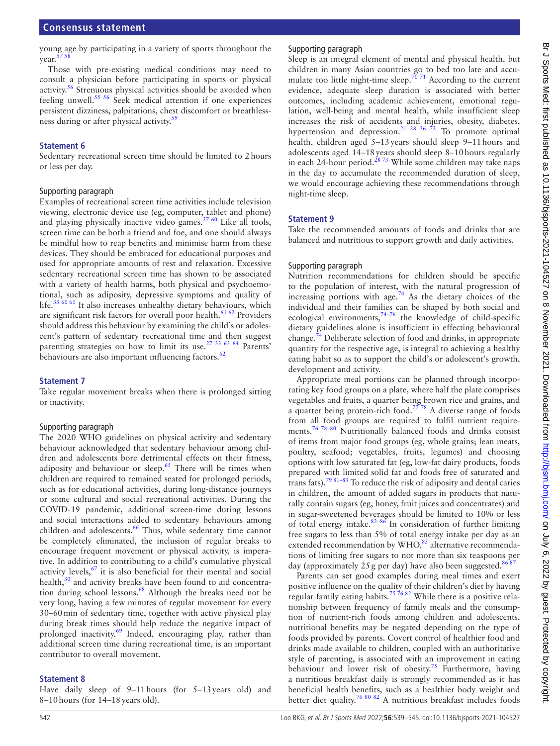young age by participating in a variety of sports throughout the year.[57 58]

Those with pre-existing medical conditions may need to consult a physician before participating in sports or physical activity.[56] Strenuous physical activities should be avoided when feeling unwell.[55 56] Seek medical attention if one experiences persistent dizziness, palpitations, chest discomfort or breathlessness during or after physical activity.[59]

### Statement 6

Sedentary recreational screen time should be limited to 2 hours or less per day.

#### Supporting paragraph

Examples of recreational screen time activities include television viewing, electronic device use (eg, computer, tablet and phone) and playing physically inactive video games.[27 60] Like all tools, screen time can be both a friend and foe, and one should always be mindful how to reap benefits and minimise harm from these devices. They should be embraced for educational purposes and used for appropriate amounts of rest and relaxation. Excessive sedentary recreational screen time has shown to be associated with a variety of health harms, both physical and psychoemotional, such as adiposity, depressive symptoms and quality of life.[33 60 61] It also increases unhealthy dietary behaviours, which are significant risk factors for overall poor health.[61 62] Providers should address this behaviour by examining the child's or adolescent's pattern of sedentary recreational time and then suggest parenting strategies on how to limit its use.[27 33 63 64] Parents' behaviours are also important influencing factors.[62]

### Statement 7

Take regular movement breaks when there is prolonged sitting or inactivity.

#### Supporting paragraph

The 2020 WHO guidelines on physical activity and sedentary behaviour acknowledged that sedentary behaviour among children and adolescents bore detrimental effects on their fitness, adiposity and behaviour or sleep.[65] There will be times when children are required to remained seated for prolonged periods, such as for educational activities, during long-distance journeys or some cultural and social recreational activities. During the COVID-19 pandemic, additional screen-time during lessons and social interactions added to sedentary behaviours among children and adolescents.[66] Thus, while sedentary time cannot be completely eliminated, the inclusion of regular breaks to encourage frequent movement or physical activity, is imperative. In addition to contributing to a child's cumulative physical activity levels,[67] it is also beneficial for their mental and social health,[30] and activity breaks have been found to aid concentration during school lessons.[68] Although the breaks need not be very long, having a few minutes of regular movement for every 30–60 min of sedentary time, together with active physical play during break times should help reduce the negative impact of prolonged inactivity.[69] Indeed, encouraging play, rather than additional screen time during recreational time, is an important contributor to overall movement.

### Statement 8

Have daily sleep of 9–11 hours (for 5–13 years old) and 8–10 hours (for 14–18 years old).

#### Supporting paragraph

Sleep is an integral element of mental and physical health, but children in many Asian countries go to bed too late and accumulate too little night-time sleep.[70 71] According to the current evidence, adequate sleep duration is associated with better outcomes, including academic achievement, emotional regulation, well-being and mental health, while insufficient sleep increases the risk of accidents and injuries, obesity, diabetes, hypertension and depression.[21 28 36 72] To promote optimal health, children aged 5–13 years should sleep 9–11 hours and adolescents aged 14–18 years should sleep 8–10 hours regularly in each 24-hour period.[28 73] While some children may take naps in the day to accumulate the recommended duration of sleep, we would encourage achieving these recommendations through night-time sleep.

### Statement 9

Take the recommended amounts of foods and drinks that are balanced and nutritious to support growth and daily activities.

#### Supporting paragraph

Nutrition recommendations for children should be specific to the population of interest, with the natural progression of increasing portions with age.[74] As the dietary choices of the individual and their families can be shaped by both social and ecological environments,[74–76] the knowledge of child-specific dietary guidelines alone is insufficient in effecting behavioural change.[74] Deliberate selection of food and drinks, in appropriate quantity for the respective age, is integral to achieving a healthy eating habit so as to support the child's or adolescent's growth, development and activity.

Appropriate meal portions can be planned through incorporating key food groups on a plate, where half the plate comprises vegetables and fruits, a quarter being brown rice and grains, and a quarter being protein-rich food.[77 78] A diverse range of foods from all food groups are required to fulfil nutrient requirements.[76 78–80] Nutritionally balanced foods and drinks consist of items from major food groups (eg, whole grains; lean meats, poultry, seafood; vegetables, fruits, legumes) and choosing options with low saturated fat (eg, low-fat dairy products, foods prepared with limited solid fat and foods free of saturated and trans fats).[79 81–83] To reduce the risk of adiposity and dental caries in children, the amount of added sugars in products that naturally contain sugars (eg, honey, fruit juices and concentrates) and in sugar-sweetened beverages should be limited to 10% or less of total energy intake.[82–86] In consideration of further limiting free sugars to less than 5% of total energy intake per day as an extended recommendation by WHO,[85] alternative recommendations of limiting free sugars to not more than six teaspoons per day (approximately 25 g per day) have also been suggested.[86 87]

Parents can set good examples during meal times and exert positive influence on the quality of their children's diet by having regular family eating habits.[75 76 82] While there is a positive relationship between frequency of family meals and the consumption of nutrient-rich foods among children and adolescents, nutritional benefits may be negated depending on the type of foods provided by parents. Covert control of healthier food and drinks made available to children, coupled with an authoritative style of parenting, is associated with an improvement in eating behaviour and lower risk of obesity.[75] Furthermore, having a nutritious breakfast daily is strongly recommended as it has beneficial health benefits, such as a healthier body weight and better diet quality.[76 80 82] A nutritious breakfast includes foods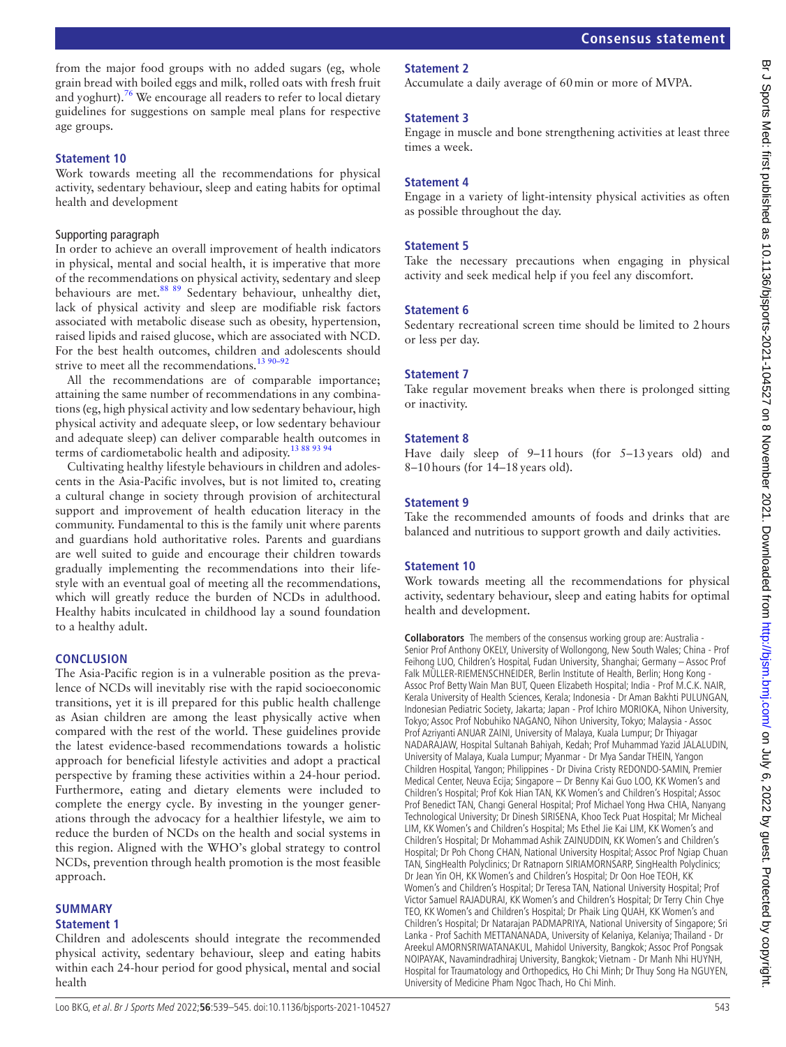from the major food groups with no added sugars (eg, whole grain bread with boiled eggs and milk, rolled oats with fresh fruit and yoghurt).[76] We encourage all readers to refer to local dietary guidelines for suggestions on sample meal plans for respective age groups.

### Statement 10

Work towards meeting all the recommendations for physical activity, sedentary behaviour, sleep and eating habits for optimal health and development

#### Supporting paragraph

In order to achieve an overall improvement of health indicators in physical, mental and social health, it is imperative that more of the recommendations on physical activity, sedentary and sleep behaviours are met.[88 89] Sedentary behaviour, unhealthy diet, lack of physical activity and sleep are modifiable risk factors associated with metabolic disease such as obesity, hypertension, raised lipids and raised glucose, which are associated with NCD. For the best health outcomes, children and adolescents should strive to meet all the recommendations.[13 90–92]

All the recommendations are of comparable importance; attaining the same number of recommendations in any combinations (eg, high physical activity and low sedentary behaviour, high physical activity and adequate sleep, or low sedentary behaviour and adequate sleep) can deliver comparable health outcomes in terms of cardiometabolic health and adiposity.[13 88 93 94]

Cultivating healthy lifestyle behaviours in children and adolescents in the Asia-Pacific involves, but is not limited to, creating a cultural change in society through provision of architectural support and improvement of health education literacy in the community. Fundamental to this is the family unit where parents and guardians hold authoritative roles. Parents and guardians are well suited to guide and encourage their children towards gradually implementing the recommendations into their lifestyle with an eventual goal of meeting all the recommendations, which will greatly reduce the burden of NCDs in adulthood. Healthy habits inculcated in childhood lay a sound foundation to a healthy adult.

## CONCLUSION

The Asia-Pacific region is in a vulnerable position as the prevalence of NCDs will inevitably rise with the rapid socioeconomic transitions, yet it is ill prepared for this public health challenge as Asian children are among the least physically active when compared with the rest of the world. These guidelines provide the latest evidence-based recommendations towards a holistic approach for beneficial lifestyle activities and adopt a practical perspective by framing these activities within a 24-hour period. Furthermore, eating and dietary elements were included to complete the energy cycle. By investing in the younger generations through the advocacy for a healthier lifestyle, we aim to reduce the burden of NCDs on the health and social systems in this region. Aligned with the WHO's global strategy to control NCDs, prevention through health promotion is the most feasible approach.

## SUMMARY

### Statement 1

Children and adolescents should integrate the recommended physical activity, sedentary behaviour, sleep and eating habits within each 24-hour period for good physical, mental and social health

### Statement 2

Accumulate a daily average of 60 min or more of MVPA.

### Statement 3

Engage in muscle and bone strengthening activities at least three times a week.

### Statement 4

Engage in a variety of light-intensity physical activities as often as possible throughout the day.

### Statement 5

Take the necessary precautions when engaging in physical activity and seek medical help if you feel any discomfort.

### Statement 6

Sedentary recreational screen time should be limited to 2 hours or less per day.

### Statement 7

Take regular movement breaks when there is prolonged sitting or inactivity.

### Statement 8

Have daily sleep of 9–11 hours (for 5–13 years old) and 8–10 hours (for 14–18 years old).

### Statement 9

Take the recommended amounts of foods and drinks that are balanced and nutritious to support growth and daily activities.

### Statement 10

Work towards meeting all the recommendations for physical activity, sedentary behaviour, sleep and eating habits for optimal health and development.

**Collaborators** The members of the consensus working group are: Australia - Senior Prof Anthony OKELY, University of Wollongong, New South Wales; China - Prof Feihong LUO, Children's Hospital, Fudan University, Shanghai; Germany – Assoc Prof Falk MÜLLER-RIEMENSCHNEIDER, Berlin Institute of Health, Berlin; Hong Kong - Assoc Prof Betty Wain Man BUT, Queen Elizabeth Hospital; India - Prof M.C.K. NAIR, Kerala University of Health Sciences, Kerala; Indonesia - Dr Aman Bakhti PULUNGAN, Indonesian Pediatric Society, Jakarta; Japan - Prof Ichiro MORIOKA, Nihon University, Tokyo; Assoc Prof Nobuhiko NAGANO, Nihon University, Tokyo; Malaysia - Assoc Prof Azriyanti ANUAR ZAINI, University of Malaya, Kuala Lumpur; Dr Thiyagar NADARAJAW, Hospital Sultanah Bahiyah, Kedah; Prof Muhammad Yazid JALALUDIN, University of Malaya, Kuala Lumpur; Myanmar - Dr Mya Sandar THEIN, Yangon Children Hospital, Yangon; Philippines - Dr Divina Cristy REDONDO-SAMIN, Premier Medical Center, Neuva Ecija; Singapore – Dr Benny Kai Guo LOO, KK Women's and Children's Hospital; Prof Kok Hian TAN, KK Women's and Children's Hospital; Assoc Prof Benedict TAN, Changi General Hospital; Prof Michael Yong Hwa CHIA, Nanyang Technological University; Dr Dinesh SIRISENA, Khoo Teck Puat Hospital; Mr Micheal LIM, KK Women's and Children's Hospital; Ms Ethel Jie Kai LIM, KK Women's and Children's Hospital; Dr Mohammad Ashik ZAINUDDIN, KK Women's and Children's Hospital; Dr Poh Chong CHAN, National University Hospital; Assoc Prof Ngiap Chuan TAN, SingHealth Polyclinics; Dr Ratnaporn SIRIAMORNSARP, SingHealth Polyclinics; Dr Jean Yin OH, KK Women's and Children's Hospital; Dr Oon Hoe TEOH, KK Women's and Children's Hospital; Dr Teresa TAN, National University Hospital; Prof Victor Samuel RAJADURAI, KK Women's and Children's Hospital; Dr Terry Chin Chye TEO, KK Women's and Children's Hospital; Dr Phaik Ling QUAH, KK Women's and Children's Hospital; Dr Natarajan PADMAPRIYA, National University of Singapore; Sri Lanka - Prof Sachith METTANANADA, University of Kelaniya, Kelaniya; Thailand - Dr Areekul AMORNSRIWATANAKUL, Mahidol University, Bangkok; Assoc Prof Pongsak NOIPAYAK, Navamindradhiraj University, Bangkok; Vietnam - Dr Manh Nhi HUYNH, Hospital for Traumatology and Orthopedics, Ho Chi Minh; Dr Thuy Song Ha NGUYEN, University of Medicine Pham Ngoc Thach, Ho Chi Minh.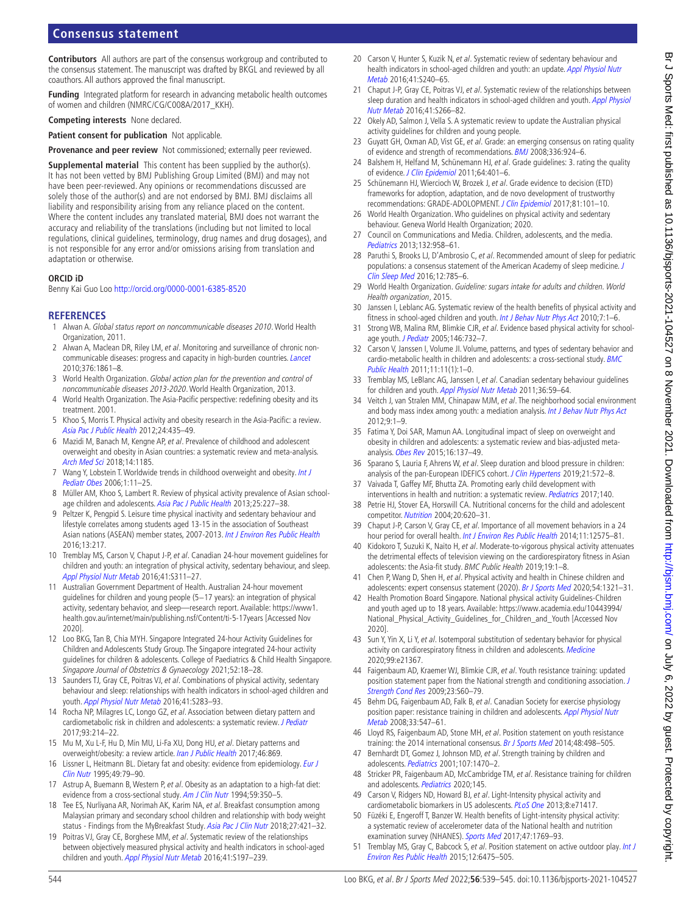**Contributors** All authors are part of the consensus workgroup and contributed to the consensus statement. The manuscript was drafted by BKGL and reviewed by all coauthors. All authors approved the final manuscript.

**Funding** Integrated platform for research in advancing metabolic health outcomes of women and children (NMRC/CG/C008A/2017_KKH).

**Competing interests** None declared.

**Patient consent for publication** Not applicable.

**Provenance and peer review** Not commissioned; externally peer reviewed.

**Supplemental material** This content has been supplied by the author(s). It has not been vetted by BMJ Publishing Group Limited (BMJ) and may not have been peer-reviewed. Any opinions or recommendations discussed are solely those of the author(s) and are not endorsed by BMJ. BMJ disclaims all liability and responsibility arising from any reliance placed on the content. Where the content includes any translated material, BMJ does not warrant the accuracy and reliability of the translations (including but not limited to local regulations, clinical guidelines, terminology, drug names and drug dosages), and is not responsible for any error and/or omissions arising from translation and adaptation or otherwise.

**ORCID iD**

Benny Kai Guo Loo http://orcid.org/0000-0001-6385-8520

## REFERENCES

1. Alwan A. *Global status report on noncommunicable diseases 2010*. World Health Organization, 2011.
2. Alwan A, Maclean DR, Riley LM, *et al*. Monitoring and surveillance of chronic non-communicable diseases: progress and capacity in high-burden countries. *Lancet* 2010;376:1861–8.
3. World Health Organization. *Global action plan for the prevention and control of noncommunicable diseases 2013-2020*. World Health Organization, 2013.
4. World Health Organization. The Asia-Pacific perspective: redefining obesity and its treatment. 2001.
5. Khoo S, Morris T. Physical activity and obesity research in the Asia-Pacific: a review. *Asia Pac J Public Health* 2012;24:435–49.
6. Mazidi M, Banach M, Kengne AP, *et al*. Prevalence of childhood and adolescent overweight and obesity in Asian countries: a systematic review and meta-analysis. *Arch Med Sci* 2018;14:1185.
7. Wang Y, Lobstein T. Worldwide trends in childhood overweight and obesity. *Int J Pediatr Obes* 2006;1:11–25.
8. Müller AM, Khoo S, Lambert R. Review of physical activity prevalence of Asian school-age children and adolescents. *Asia Pac J Public Health* 2013;25:227–38.
9. Peltzer K, Pengpid S. Leisure time physical inactivity and sedentary behaviour and lifestyle correlates among students aged 13-15 in the association of Southeast Asian nations (ASEAN) member states, 2007-2013. *Int J Environ Res Public Health* 2016;13:217.
10. Tremblay MS, Carson V, Chaput J-P, *et al*. Canadian 24-hour movement guidelines for children and youth: an integration of physical activity, sedentary behaviour, and sleep. *Appl Physiol Nutr Metab* 2016;41:S311–27.
11. Australian Government Department of Health. Australian 24-hour movement guidelines for children and young people (5−17 years): an integration of physical activity, sedentary behavior, and sleep—research report. Available: https://www1.health.gov.au/internet/main/publishing.nsf/Content/ti-5-17years [Accessed Nov 2020].
12. Loo BKG, Tan B, Chia MYH. Singapore Integrated 24-hour Activity Guidelines for Children and Adolescents Study Group. The Singapore integrated 24-hour activity guidelines for children & adolescents. College of Paediatrics & Child Health Singapore. *Singapore Journal of Obstetrics & Gynaecology* 2021;52:18–28.
13. Saunders TJ, Gray CE, Poitras VJ, *et al*. Combinations of physical activity, sedentary behaviour and sleep: relationships with health indicators in school-aged children and youth. *Appl Physiol Nutr Metab* 2016;41:S283–93.
14. Rocha NP, Milagres LC, Longo GZ, *et al*. Association between dietary pattern and cardiometabolic risk in children and adolescents: a systematic review. *J Pediatr* 2017;93:214–22.
15. Mu M, Xu L-F, Hu D, Dong MU, Li-Fa XU, Dong HU, *et al*. Dietary patterns and overweight/obesity: a review article. *Iran J Public Health* 2017;46:869.
16. Lissner L, Heitmann BL. Dietary fat and obesity: evidence from epidemiology. *Eur J Clin Nutr* 1995;49:79–90.
17. Astrup A, Buemann B, Western P, *et al*. Obesity as an adaptation to a high-fat diet: evidence from a cross-sectional study. *Am J Clin Nutr* 1994;59:350–5.
18. Tee ES, Nurliyana AR, Norimah AK, Karim NA, *et al*. Breakfast consumption among Malaysian primary and secondary school children and relationship with body weight status - Findings from the MyBreakfast Study. *Asia Pac J Clin Nutr* 2018;27:421–32.
19. Poitras VJ, Gray CE, Borghese MM, *et al*. Systematic review of the relationships between objectively measured physical activity and health indicators in school-aged children and youth. *Appl Physiol Nutr Metab* 2016;41:S197–239.
20. Carson V, Hunter S, Kuzik N, *et al*. Systematic review of sedentary behaviour and health indicators in school-aged children and youth: an update. *Appl Physiol Nutr Metab* 2016;41:S240–65.
21. Chaput J-P, Gray CE, Poitras VJ, *et al*. Systematic review of the relationships between sleep duration and health indicators in school-aged children and youth. *Appl Physiol Nutr Metab* 2016;41:S266–82.
22. Okely AD, Salmon J, Vella S. A systematic review to update the Australian physical activity guidelines for children and young people.
23. Guyatt GH, Oxman AD, Vist GE, *et al*. Grade: an emerging consensus on rating quality of evidence and strength of recommendations. *BMJ* 2008;336:924–6.
24. Balshem H, Helfand M, Schünemann HJ, *et al*. Grade guidelines: 3. rating the quality of evidence. *J Clin Epidemiol* 2011;64:401–6.
25. Schünemann HJ, Wiercioch W, Brozek J, *et al*. Grade evidence to decision (ETD) frameworks for adoption, adaptation, and de novo development of trustworthy recommendations: GRADE-ADOLOPMENT. *J Clin Epidemiol* 2017;81:101–10.
26. World Health Organization. Who guidelines on physical activity and sedentary behaviour. Geneva World Health Organization; 2020.
27. Council on Communications and Media. Children, adolescents, and the media. *Pediatrics* 2013;132:958–61.
28. Paruthi S, Brooks LJ, D'Ambrosio C, *et al*. Recommended amount of sleep for pediatric populations: a consensus statement of the American Academy of sleep medicine. *J Clin Sleep Med* 2016;12:785–6.
29. World Health Organization. *Guideline: sugars intake for adults and children. World Health organization*, 2015.
30. Janssen I, Leblanc AG. Systematic review of the health benefits of physical activity and fitness in school-aged children and youth. *Int J Behav Nutr Phys Act* 2010;7:1–6.
31. Strong WB, Malina RM, Blimkie CJR, *et al*. Evidence based physical activity for school-age youth. *J Pediatr* 2005;146:732–7.
32. Carson V, Janssen I, Volume JI. Volume, patterns, and types of sedentary behavior and cardio-metabolic health in children and adolescents: a cross-sectional study. *BMC Public Health* 2011;11:11(1):1–0.
33. Tremblay MS, LeBlanc AG, Janssen I, *et al*. Canadian sedentary behaviour guidelines for children and youth. *Appl Physiol Nutr Metab* 2011;36:59–64.
34. Veitch J, van Stralen MM, Chinapaw MJM, *et al*. The neighborhood social environment and body mass index among youth: a mediation analysis. *Int J Behav Nutr Phys Act* 2012;9:1–9.
35. Fatima Y, Doi SAR, Mamun AA. Longitudinal impact of sleep on overweight and obesity in children and adolescents: a systematic review and bias-adjusted meta-analysis. *Obes Rev* 2015;16:137–49.
36. Sparano S, Lauria F, Ahrens W, *et al*. Sleep duration and blood pressure in children: analysis of the pan-European IDEFICS cohort. *J Clin Hypertens* 2019;21:572–8.
37. Vaivada T, Gaffey MF, Bhutta ZA. Promoting early child development with interventions in health and nutrition: a systematic review. *Pediatrics* 2017;140.
38. Petrie HJ, Stover EA, Horswill CA. Nutritional concerns for the child and adolescent competitor. *Nutrition* 2004;20:620–31.
39. Chaput J-P, Carson V, Gray CE, *et al*. Importance of all movement behaviors in a 24 hour period for overall health. *Int J Environ Res Public Health* 2014;11:12575–81.
40. Kidokoro T, Suzuki K, Naito H, *et al*. Moderate-to-vigorous physical activity attenuates the detrimental effects of television viewing on the cardiorespiratory fitness in Asian adolescents: the Asia-fit study. *BMC Public Health* 2019;19:1–8.
41. Chen P, Wang D, Shen H, *et al*. Physical activity and health in Chinese children and adolescents: expert consensus statement (2020). *Br J Sports Med* 2020;54:1321–31.
42. Health Promotion Board Singapore. National physical activity Guidelines-Children and youth aged up to 18 years. Available: https://www.academia.edu/10443994/National_Physical_Activity_Guidelines_for_Children_and_Youth [Accessed Nov 2020].
43. Sun Y, Yin X, Li Y, *et al*. Isotemporal substitution of sedentary behavior for physical activity on cardiorespiratory fitness in children and adolescents. *Medicine* 2020;99:e21367.
44. Faigenbaum AD, Kraemer WJ, Blimkie CJR, *et al*. Youth resistance training: updated position statement paper from the National strength and conditioning association. *J Strength Cond Res* 2009;23:S60–79.
45. Behm DG, Faigenbaum AD, Falk B, *et al*. Canadian Society for exercise physiology position paper: resistance training in children and adolescents. *Appl Physiol Nutr Metab* 2008;33:547–61.
46. Lloyd RS, Faigenbaum AD, Stone MH, *et al*. Position statement on youth resistance training: the 2014 international consensus. *Br J Sports Med* 2014;48:498–505.
47. Bernhardt DT, Gomez J, Johnson MD, *et al*. Strength training by children and adolescents. *Pediatrics* 2001;107:1470–2.
48. Stricker PR, Faigenbaum AD, McCambridge TM, *et al*. Resistance training for children and adolescents. *Pediatrics* 2020;145.
49. Carson V, Ridgers ND, Howard BJ, *et al*. Light-Intensity physical activity and cardiometabolic biomarkers in US adolescents. *PLoS One* 2013;8:e71417.
50. Füzéki E, Engeroff T, Banzer W. Health benefits of Light-intensity physical activity: a systematic review of accelerometer data of the National health and nutrition examination survey (NHANES). *Sports Med* 2017;47:1769–93.
51. Tremblay MS, Gray C, Babcock S, *et al*. Position statement on active outdoor play. *Int J Environ Res Public Health* 2015;12:6475–505.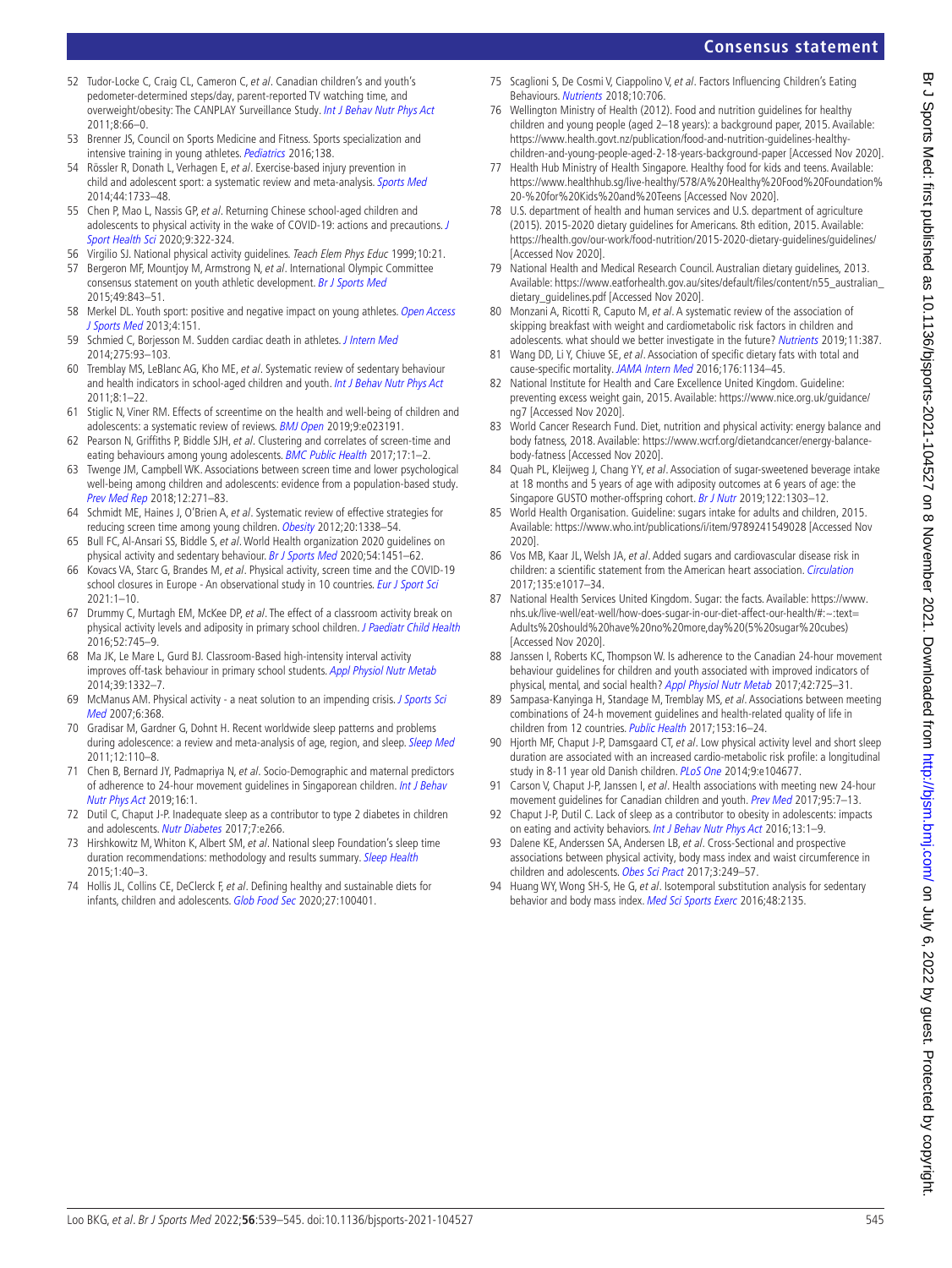52 Tudor-Locke C, Craig CL, Cameron C, *et al*. Canadian children's and youth's pedometer-determined steps/day, parent-reported TV watching time, and overweight/obesity: The CANPLAY Surveillance Study. *Int J Behav Nutr Phys Act* 2011;8:66–0.

53 Brenner JS, Council on Sports Medicine and Fitness. Sports specialization and intensive training in young athletes. *Pediatrics* 2016;138.

54 Rössler R, Donath L, Verhagen E, *et al*. Exercise-based injury prevention in child and adolescent sport: a systematic review and meta-analysis. *Sports Med* 2014;44:1733–48.

55 Chen P, Mao L, Nassis GP, *et al*. Returning Chinese school-aged children and adolescents to physical activity in the wake of COVID-19: actions and precautions. *J Sport Health Sci* 2020;9:322-324.

56 Virgilio SJ. National physical activity guidelines. *Teach Elem Phys Educ* 1999;10:21.

57 Bergeron MF, Mountjoy M, Armstrong N, *et al*. International Olympic Committee consensus statement on youth athletic development. *Br J Sports Med* 2015;49:843–51.

58 Merkel DL. Youth sport: positive and negative impact on young athletes. *Open Access J Sports Med* 2013;4:151.

59 Schmied C, Borjesson M. Sudden cardiac death in athletes. *J Intern Med* 2014;275:93–103.

60 Tremblay MS, LeBlanc AG, Kho ME, *et al*. Systematic review of sedentary behaviour and health indicators in school-aged children and youth. *Int J Behav Nutr Phys Act* 2011;8:1–22.

61 Stiglic N, Viner RM. Effects of screentime on the health and well-being of children and adolescents: a systematic review of reviews. *BMJ Open* 2019;9:e023191.

62 Pearson N, Griffiths P, Biddle SJH, *et al*. Clustering and correlates of screen-time and eating behaviours among young adolescents. *BMC Public Health* 2017;17:1–2.

63 Twenge JM, Campbell WK. Associations between screen time and lower psychological well-being among children and adolescents: evidence from a population-based study. *Prev Med Rep* 2018;12:271–83.

64 Schmidt ME, Haines J, O'Brien A, *et al*. Systematic review of effective strategies for reducing screen time among young children. *Obesity* 2012;20:1338–54.

65 Bull FC, Al-Ansari SS, Biddle S, *et al*. World Health organization 2020 guidelines on physical activity and sedentary behaviour. *Br J Sports Med* 2020;54:1451–62.

66 Kovacs VA, Starc G, Brandes M, *et al*. Physical activity, screen time and the COVID-19 school closures in Europe - An observational study in 10 countries. *Eur J Sport Sci* 2021:1–10.

67 Drummy C, Murtagh EM, McKee DP, *et al*. The effect of a classroom activity break on physical activity levels and adiposity in primary school children. *J Paediatr Child Health* 2016;52:745–9.

68 Ma JK, Le Mare L, Gurd BJ. Classroom-Based high-intensity interval activity improves off-task behaviour in primary school students. *Appl Physiol Nutr Metab* 2014;39:1332–7.

69 McManus AM. Physical activity - a neat solution to an impending crisis. *J Sports Sci Med* 2007;6:368.

70 Gradisar M, Gardner G, Dohnt H. Recent worldwide sleep patterns and problems during adolescence: a review and meta-analysis of age, region, and sleep. *Sleep Med* 2011;12:110–8.

71 Chen B, Bernard JY, Padmapriya N, *et al*. Socio-Demographic and maternal predictors of adherence to 24-hour movement guidelines in Singaporean children. *Int J Behav Nutr Phys Act* 2019;16:1.

72 Dutil C, Chaput J-P. Inadequate sleep as a contributor to type 2 diabetes in children and adolescents. *Nutr Diabetes* 2017;7:e266.

73 Hirshkowitz M, Whiton K, Albert SM, *et al*. National sleep Foundation's sleep time duration recommendations: methodology and results summary. *Sleep Health* 2015;1:40–3.

74 Hollis JL, Collins CE, DeClerck F, *et al*. Defining healthy and sustainable diets for infants, children and adolescents. *Glob Food Sec* 2020;27:100401.

75 Scaglioni S, De Cosmi V, Ciappolino V, *et al*. Factors Influencing Children's Eating Behaviours. *Nutrients* 2018;10:706.

76 Wellington Ministry of Health (2012). Food and nutrition guidelines for healthy children and young people (aged 2–18 years): a background paper, 2015. Available: https://www.health.govt.nz/publication/food-and-nutrition-guidelines-healthy-children-and-young-people-aged-2-18-years-background-paper [Accessed Nov 2020].

77 Health Hub Ministry of Health Singapore. Healthy food for kids and teens. Available: https://www.healthhub.sg/live-healthy/578/A%20Healthy%20Food%20Foundation%20-%20for%20Kids%20and%20Teens [Accessed Nov 2020].

78 U.S. department of health and human services and U.S. department of agriculture (2015). 2015-2020 dietary guidelines for Americans. 8th edition, 2015. Available: https://health.gov/our-work/food-nutrition/2015-2020-dietary-guidelines/guidelines/ [Accessed Nov 2020].

79 National Health and Medical Research Council. Australian dietary guidelines, 2013. Available: https://www.eatforhealth.gov.au/sites/default/files/content/n55_australian_dietary_guidelines.pdf [Accessed Nov 2020].

80 Monzani A, Ricotti R, Caputo M, *et al*. A systematic review of the association of skipping breakfast with weight and cardiometabolic risk factors in children and adolescents. what should we better investigate in the future? *Nutrients* 2019;11:387.

81 Wang DD, Li Y, Chiuve SE, *et al*. Association of specific dietary fats with total and cause-specific mortality. *JAMA Intern Med* 2016;176:1134–45.

82 National Institute for Health and Care Excellence United Kingdom. Guideline: preventing excess weight gain, 2015. Available: https://www.nice.org.uk/guidance/ng7 [Accessed Nov 2020].

83 World Cancer Research Fund. Diet, nutrition and physical activity: energy balance and body fatness, 2018. Available: https://www.wcrf.org/dietandcancer/energy-balance-body-fatness [Accessed Nov 2020].

84 Quah PL, Kleijweg J, Chang YY, *et al*. Association of sugar-sweetened beverage intake at 18 months and 5 years of age with adiposity outcomes at 6 years of age: the Singapore GUSTO mother-offspring cohort. *Br J Nutr* 2019;122:1303–12.

85 World Health Organisation. Guideline: sugars intake for adults and children, 2015. Available: https://www.who.int/publications/i/item/9789241549028 [Accessed Nov 2020].

86 Vos MB, Kaar JL, Welsh JA, *et al*. Added sugars and cardiovascular disease risk in children: a scientific statement from the American heart association. *Circulation* 2017;135:e1017–34.

87 National Health Services United Kingdom. Sugar: the facts. Available: https://www.nhs.uk/live-well/eat-well/how-does-sugar-in-our-diet-affect-our-health/#:~:text=Adults%20should%20have%20no%20more,day%20(5%20sugar%20cubes) [Accessed Nov 2020].

88 Janssen I, Roberts KC, Thompson W. Is adherence to the Canadian 24-hour movement behaviour guidelines for children and youth associated with improved indicators of physical, mental, and social health? *Appl Physiol Nutr Metab* 2017;42:725–31.

89 Sampasa-Kanyinga H, Standage M, Tremblay MS, *et al*. Associations between meeting combinations of 24-h movement guidelines and health-related quality of life in children from 12 countries. *Public Health* 2017;153:16–24.

90 Hjorth MF, Chaput J-P, Damsgaard CT, *et al*. Low physical activity level and short sleep duration are associated with an increased cardio-metabolic risk profile: a longitudinal study in 8-11 year old Danish children. *PLoS One* 2014;9:e104677.

91 Carson V, Chaput J-P, Janssen I, *et al*. Health associations with meeting new 24-hour movement guidelines for Canadian children and youth. *Prev Med* 2017;95:7–13.

92 Chaput J-P, Dutil C. Lack of sleep as a contributor to obesity in adolescents: impacts on eating and activity behaviors. *Int J Behav Nutr Phys Act* 2016;13:1–9.

93 Dalene KE, Anderssen SA, Andersen LB, *et al*. Cross-Sectional and prospective associations between physical activity, body mass index and waist circumference in children and adolescents. *Obes Sci Pract* 2017;3:249–57.

94 Huang WY, Wong SH-S, He G, *et al*. Isotemporal substitution analysis for sedentary behavior and body mass index. *Med Sci Sports Exerc* 2016;48:2135.